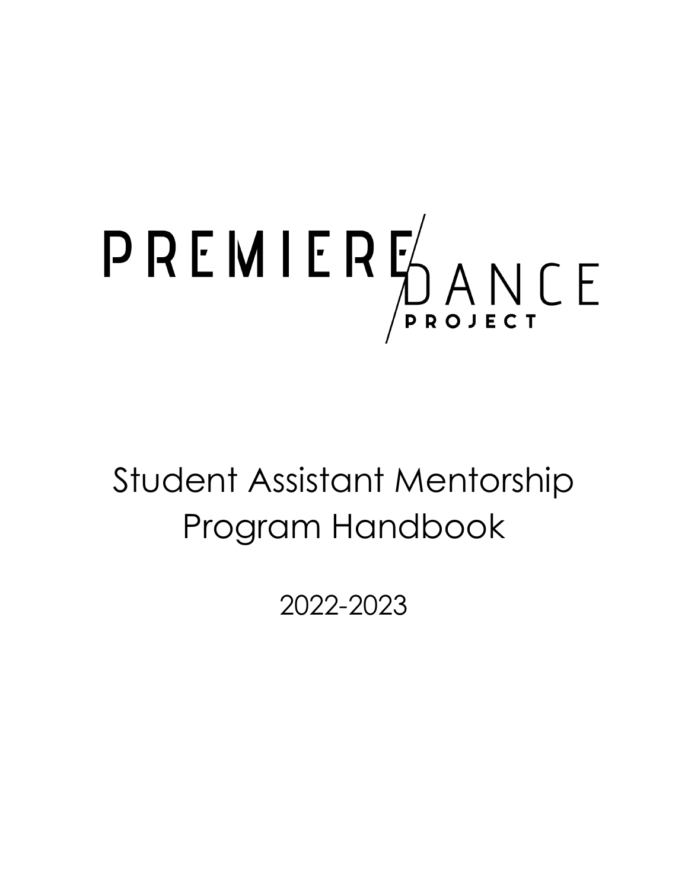# PREMIERE DANCE PROJECT

# Student Assistant Mentorship Program Handbook

2022-2023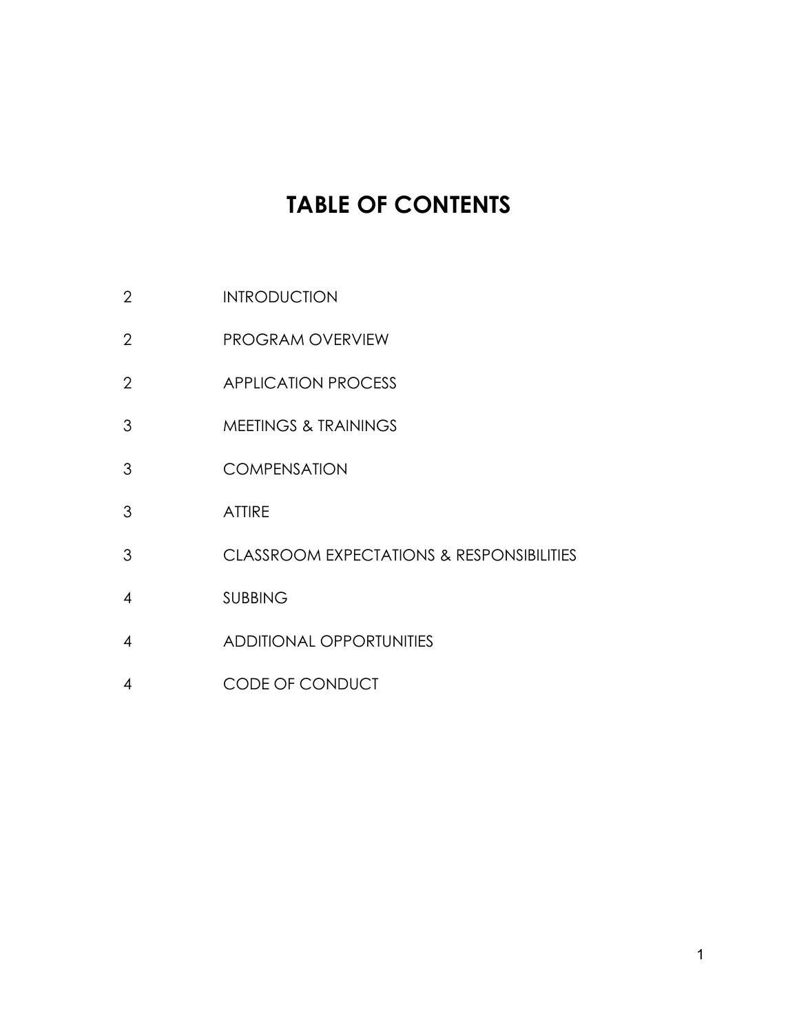# TABLE OF CONTENTS

| | |
|---|---|
| 2 | INTRODUCTION |
| 2 | PROGRAM OVERVIEW |
| 2 | APPLICATION PROCESS |
| 3 | MEETINGS & TRAININGS |
| 3 | COMPENSATION |
| 3 | ATTIRE |
| 3 | CLASSROOM EXPECTATIONS & RESPONSIBILITIES |
| 4 | SUBBING |
| 4 | ADDITIONAL OPPORTUNITIES |
| 4 | CODE OF CONDUCT |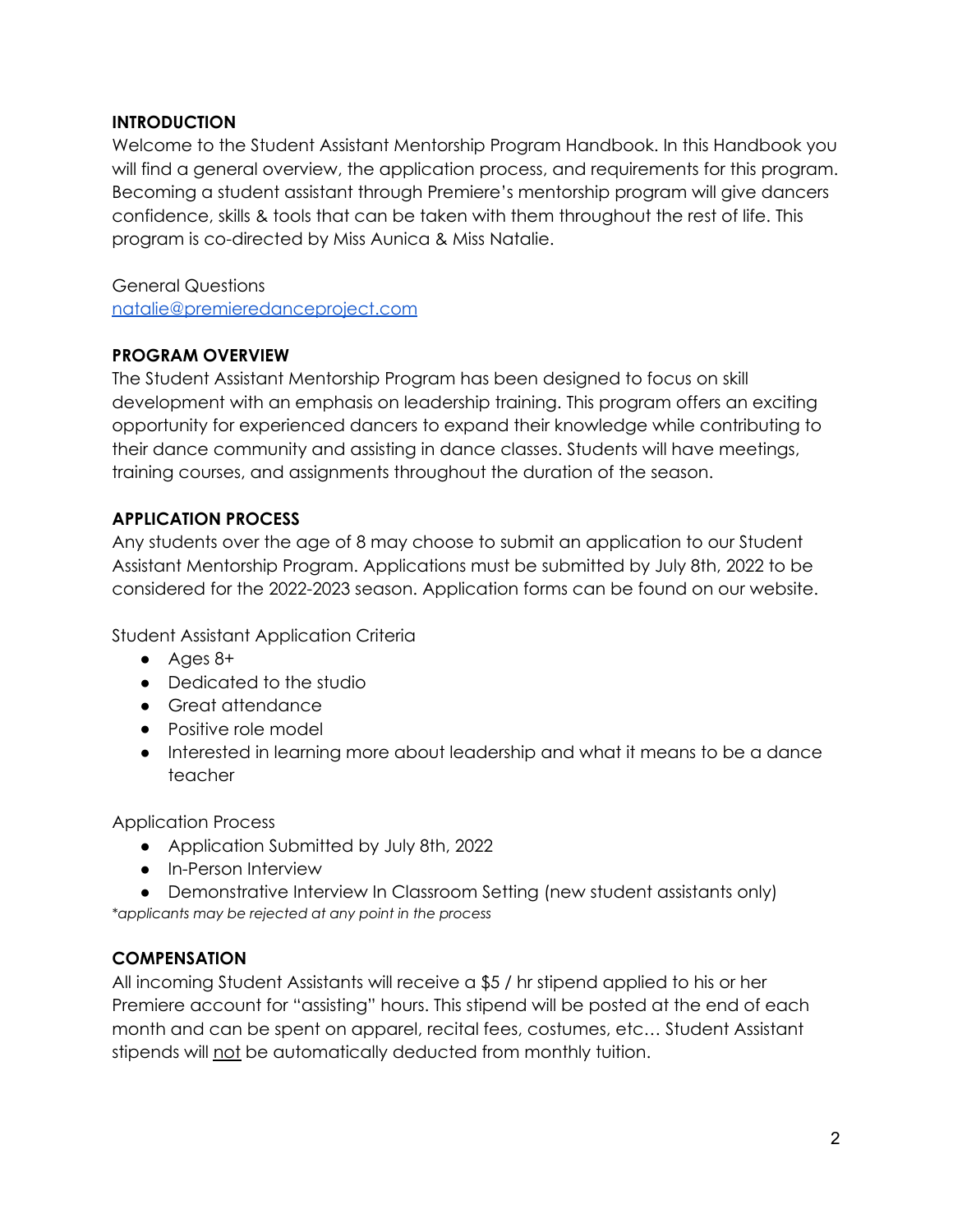## INTRODUCTION

Welcome to the Student Assistant Mentorship Program Handbook. In this Handbook you will find a general overview, the application process, and requirements for this program. Becoming a student assistant through Premiere's mentorship program will give dancers confidence, skills & tools that can be taken with them throughout the rest of life. This program is co-directed by Miss Aunica & Miss Natalie.

General Questions
[natalie@premieredanceproject.com](mailto:natalie@premieredanceproject.com)

## PROGRAM OVERVIEW

The Student Assistant Mentorship Program has been designed to focus on skill development with an emphasis on leadership training. This program offers an exciting opportunity for experienced dancers to expand their knowledge while contributing to their dance community and assisting in dance classes. Students will have meetings, training courses, and assignments throughout the duration of the season.

## APPLICATION PROCESS

Any students over the age of 8 may choose to submit an application to our Student Assistant Mentorship Program. Applications must be submitted by July 8th, 2022 to be considered for the 2022-2023 season. Application forms can be found on our website.

Student Assistant Application Criteria

- Ages 8+
- Dedicated to the studio
- Great attendance
- Positive role model
- Interested in learning more about leadership and what it means to be a dance teacher

Application Process

- Application Submitted by July 8th, 2022
- In-Person Interview
- Demonstrative Interview In Classroom Setting (new student assistants only)

*\*applicants may be rejected at any point in the process*

## COMPENSATION

All incoming Student Assistants will receive a $5 / hr stipend applied to his or her Premiere account for "assisting" hours. This stipend will be posted at the end of each month and can be spent on apparel, recital fees, costumes, etc… Student Assistant stipends will <u>not</u> be automatically deducted from monthly tuition.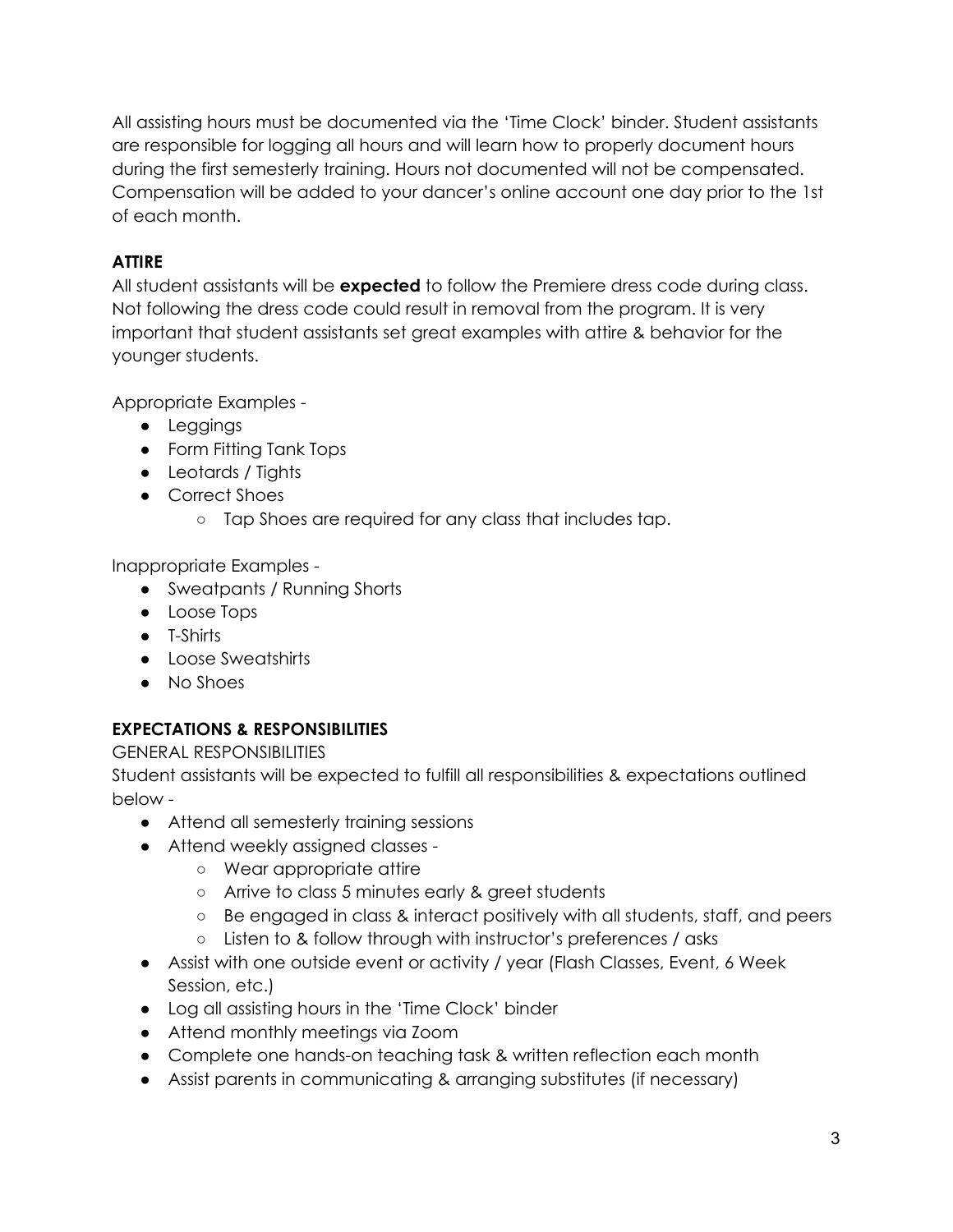All assisting hours must be documented via the 'Time Clock' binder. Student assistants are responsible for logging all hours and will learn how to properly document hours during the first semesterly training. Hours not documented will not be compensated. Compensation will be added to your dancer's online account one day prior to the 1st of each month.

## ATTIRE

All student assistants will be **expected** to follow the Premiere dress code during class. Not following the dress code could result in removal from the program. It is very important that student assistants set great examples with attire & behavior for the younger students.

Appropriate Examples -

- Leggings
- Form Fitting Tank Tops
- Leotards / Tights
- Correct Shoes
  - Tap Shoes are required for any class that includes tap.

Inappropriate Examples -

- Sweatpants / Running Shorts
- Loose Tops
- T-Shirts
- Loose Sweatshirts
- No Shoes

## EXPECTATIONS & RESPONSIBILITIES

GENERAL RESPONSIBILITIES

Student assistants will be expected to fulfill all responsibilities & expectations outlined below -

- Attend all semesterly training sessions
- Attend weekly assigned classes -
  - Wear appropriate attire
  - Arrive to class 5 minutes early & greet students
  - Be engaged in class & interact positively with all students, staff, and peers
  - Listen to & follow through with instructor's preferences / asks
- Assist with one outside event or activity / year (Flash Classes, Event, 6 Week Session, etc.)
- Log all assisting hours in the 'Time Clock' binder
- Attend monthly meetings via Zoom
- Complete one hands-on teaching task & written reflection each month
- Assist parents in communicating & arranging substitutes (if necessary)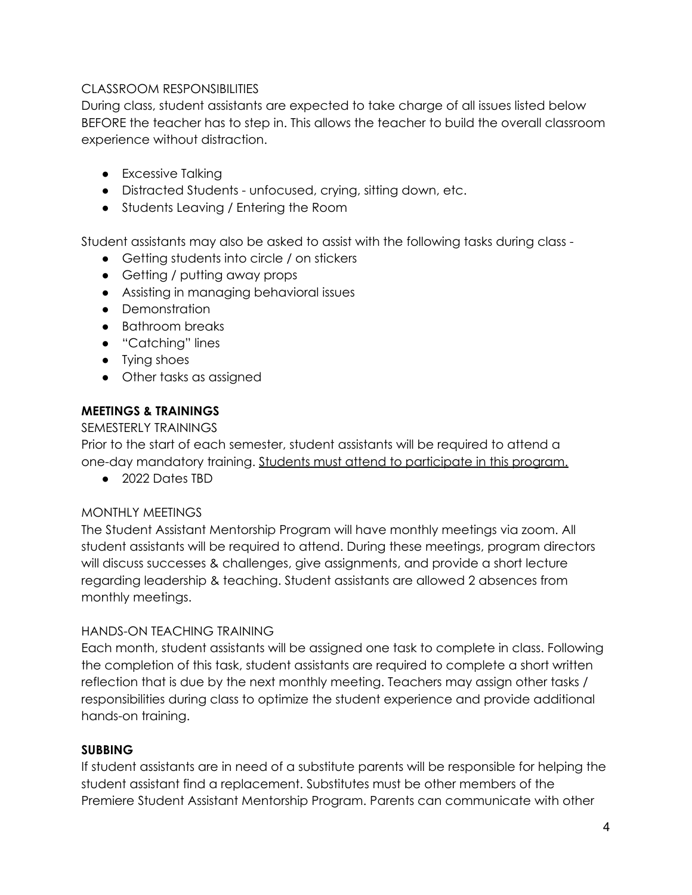CLASSROOM RESPONSIBILITIES

During class, student assistants are expected to take charge of all issues listed below BEFORE the teacher has to step in. This allows the teacher to build the overall classroom experience without distraction.

- Excessive Talking
- Distracted Students - unfocused, crying, sitting down, etc.
- Students Leaving / Entering the Room

Student assistants may also be asked to assist with the following tasks during class -

- Getting students into circle / on stickers
- Getting / putting away props
- Assisting in managing behavioral issues
- Demonstration
- Bathroom breaks
- "Catching" lines
- Tying shoes
- Other tasks as assigned

## MEETINGS & TRAININGS

SEMESTERLY TRAININGS

Prior to the start of each semester, student assistants will be required to attend a one-day mandatory training. <u>Students must attend to participate in this program.</u>

- 2022 Dates TBD

MONTHLY MEETINGS

The Student Assistant Mentorship Program will have monthly meetings via zoom. All student assistants will be required to attend. During these meetings, program directors will discuss successes & challenges, give assignments, and provide a short lecture regarding leadership & teaching. Student assistants are allowed 2 absences from monthly meetings.

HANDS-ON TEACHING TRAINING

Each month, student assistants will be assigned one task to complete in class. Following the completion of this task, student assistants are required to complete a short written reflection that is due by the next monthly meeting. Teachers may assign other tasks / responsibilities during class to optimize the student experience and provide additional hands-on training.

## SUBBING

If student assistants are in need of a substitute parents will be responsible for helping the student assistant find a replacement. Substitutes must be other members of the Premiere Student Assistant Mentorship Program. Parents can communicate with other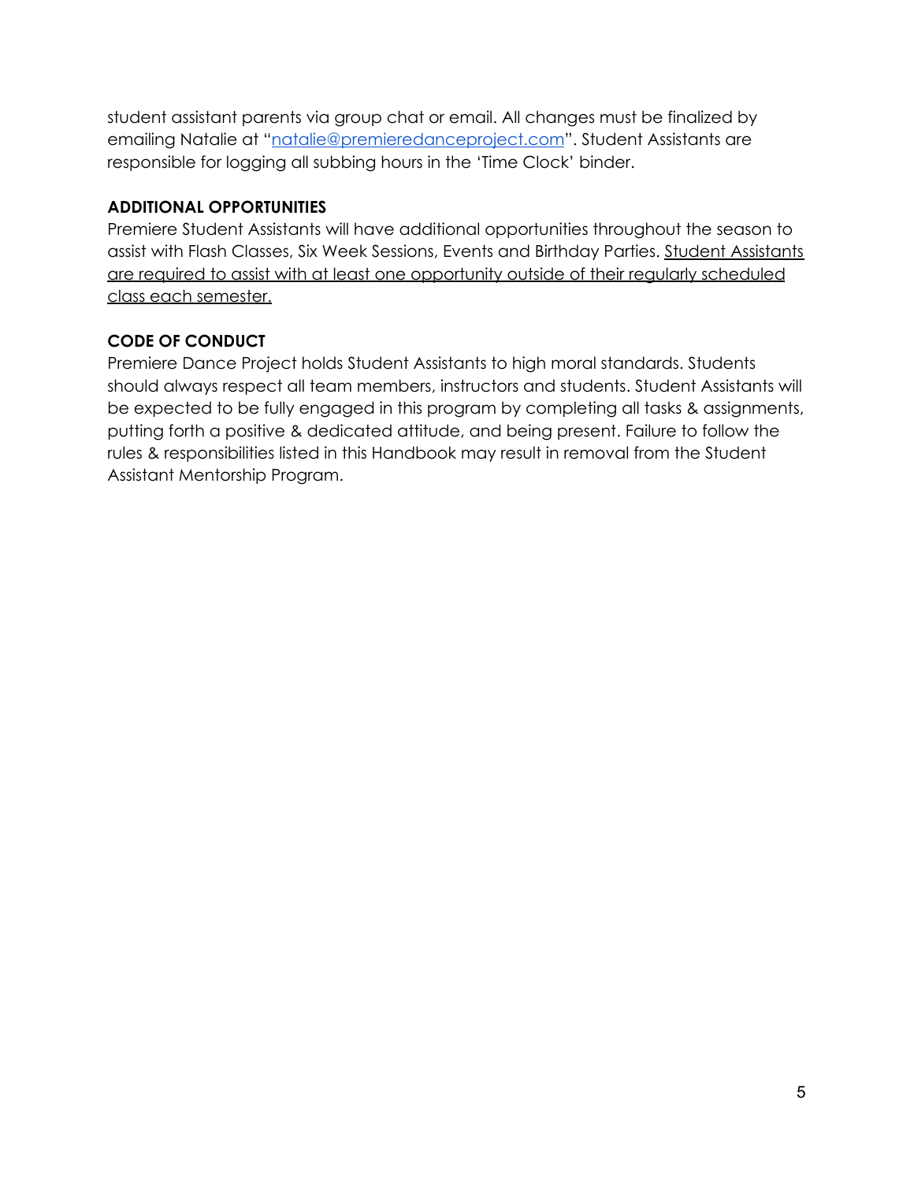student assistant parents via group chat or email. All changes must be finalized by emailing Natalie at "[natalie@premieredanceproject.com](mailto:natalie@premieredanceproject.com)". Student Assistants are responsible for logging all subbing hours in the 'Time Clock' binder.

**ADDITIONAL OPPORTUNITIES**

Premiere Student Assistants will have additional opportunities throughout the season to assist with Flash Classes, Six Week Sessions, Events and Birthday Parties. <u>Student Assistants are required to assist with at least one opportunity outside of their regularly scheduled class each semester.</u>

**CODE OF CONDUCT**

Premiere Dance Project holds Student Assistants to high moral standards. Students should always respect all team members, instructors and students. Student Assistants will be expected to be fully engaged in this program by completing all tasks & assignments, putting forth a positive & dedicated attitude, and being present. Failure to follow the rules & responsibilities listed in this Handbook may result in removal from the Student Assistant Mentorship Program.